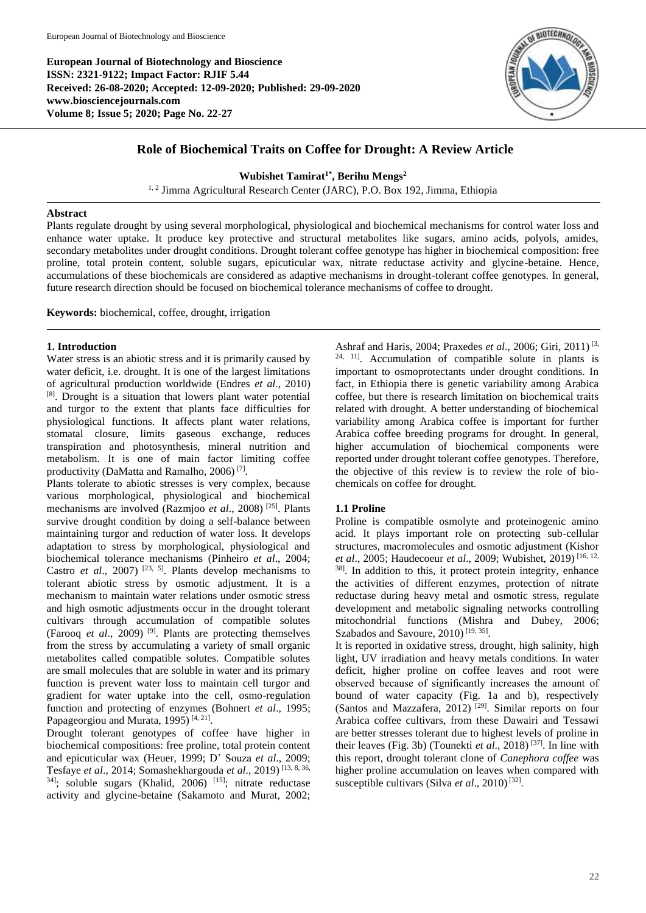**European Journal of Biotechnology and Bioscience**
**ISSN: 2321-9122; Impact Factor: RJIF 5.44**
**Received: 26-08-2020; Accepted: 12-09-2020; Published: 29-09-2020**
**www.biosciencejournals.com**
**Volume 8; Issue 5; 2020; Page No. 22-27**

# Role of Biochemical Traits on Coffee for Drought: A Review Article

**Wubishet Tamirat[1*], Berihu Mengs[2]**

[1, 2] Jimma Agricultural Research Center (JARC), P.O. Box 192, Jimma, Ethiopia

## Abstract

Plants regulate drought by using several morphological, physiological and biochemical mechanisms for control water loss and enhance water uptake. It produce key protective and structural metabolites like sugars, amino acids, polyols, amides, secondary metabolites under drought conditions. Drought tolerant coffee genotype has higher in biochemical composition: free proline, total protein content, soluble sugars, epicuticular wax, nitrate reductase activity and glycine-betaine. Hence, accumulations of these biochemicals are considered as adaptive mechanisms in drought-tolerant coffee genotypes. In general, future research direction should be focused on biochemical tolerance mechanisms of coffee to drought.

**Keywords:** biochemical, coffee, drought, irrigation

## 1. Introduction

Water stress is an abiotic stress and it is primarily caused by water deficit, i.e. drought. It is one of the largest limitations of agricultural production worldwide (Endres *et al*., 2010) [8]. Drought is a situation that lowers plant water potential and turgor to the extent that plants face difficulties for physiological functions. It affects plant water relations, stomatal closure, limits gaseous exchange, reduces transpiration and photosynthesis, mineral nutrition and metabolism. It is one of main factor limiting coffee productivity (DaMatta and Ramalho, 2006) [7].

Plants tolerate to abiotic stresses is very complex, because various morphological, physiological and biochemical mechanisms are involved (Razmjoo *et al*., 2008) [25]. Plants survive drought condition by doing a self-balance between maintaining turgor and reduction of water loss. It develops adaptation to stress by morphological, physiological and biochemical tolerance mechanisms (Pinheiro *et al*., 2004; Castro *et al*., 2007) [23, 5]. Plants develop mechanisms to tolerant abiotic stress by osmotic adjustment. It is a mechanism to maintain water relations under osmotic stress and high osmotic adjustments occur in the drought tolerant cultivars through accumulation of compatible solutes (Farooq *et al*., 2009) [9]. Plants are protecting themselves from the stress by accumulating a variety of small organic metabolites called compatible solutes. Compatible solutes are small molecules that are soluble in water and its primary function is prevent water loss to maintain cell turgor and gradient for water uptake into the cell, osmo-regulation function and protecting of enzymes (Bohnert *et al*., 1995; Papageorgiou and Murata, 1995) [4, 21].

Drought tolerant genotypes of coffee have higher in biochemical compositions: free proline, total protein content and epicuticular wax (Heuer, 1999; D' Souza *et al*., 2009; Tesfaye *et al*., 2014; Somashekhargouda *et al*., 2019) [13, 8, 36, 34]; soluble sugars (Khalid, 2006) [15]; nitrate reductase activity and glycine-betaine (Sakamoto and Murat, 2002; Ashraf and Haris, 2004; Praxedes *et al*., 2006; Giri, 2011) [3, 24, 11]. Accumulation of compatible solute in plants is important to osmoprotectants under drought conditions. In fact, in Ethiopia there is genetic variability among Arabica coffee, but there is research limitation on biochemical traits related with drought. A better understanding of biochemical variability among Arabica coffee is important for further Arabica coffee breeding programs for drought. In general, higher accumulation of biochemical components were reported under drought tolerant coffee genotypes. Therefore, the objective of this review is to review the role of bio-chemicals on coffee for drought.

### 1.1 Proline

Proline is compatible osmolyte and proteinogenic amino acid. It plays important role on protecting sub-cellular structures, macromolecules and osmotic adjustment (Kishor *et al*., 2005; Haudecoeur *et al*., 2009; Wubishet, 2019) [16, 12, 38]. In addition to this, it protect protein integrity, enhance the activities of different enzymes, protection of nitrate reductase during heavy metal and osmotic stress, regulate development and metabolic signaling networks controlling mitochondrial functions (Mishra and Dubey, 2006; Szabados and Savoure, 2010) [19, 35].

It is reported in oxidative stress, drought, high salinity, high light, UV irradiation and heavy metals conditions. In water deficit, higher proline on coffee leaves and root were observed because of significantly increases the amount of bound of water capacity (Fig. 1a and b), respectively (Santos and Mazzafera, 2012) [29]. Similar reports on four Arabica coffee cultivars, from these Dawairi and Tessawi are better stresses tolerant due to highest levels of proline in their leaves (Fig. 3b) (Tounekti *et al*., 2018) [37]. In line with this report, drought tolerant clone of *Canephora coffee* was higher proline accumulation on leaves when compared with susceptible cultivars (Silva *et al*., 2010) [32].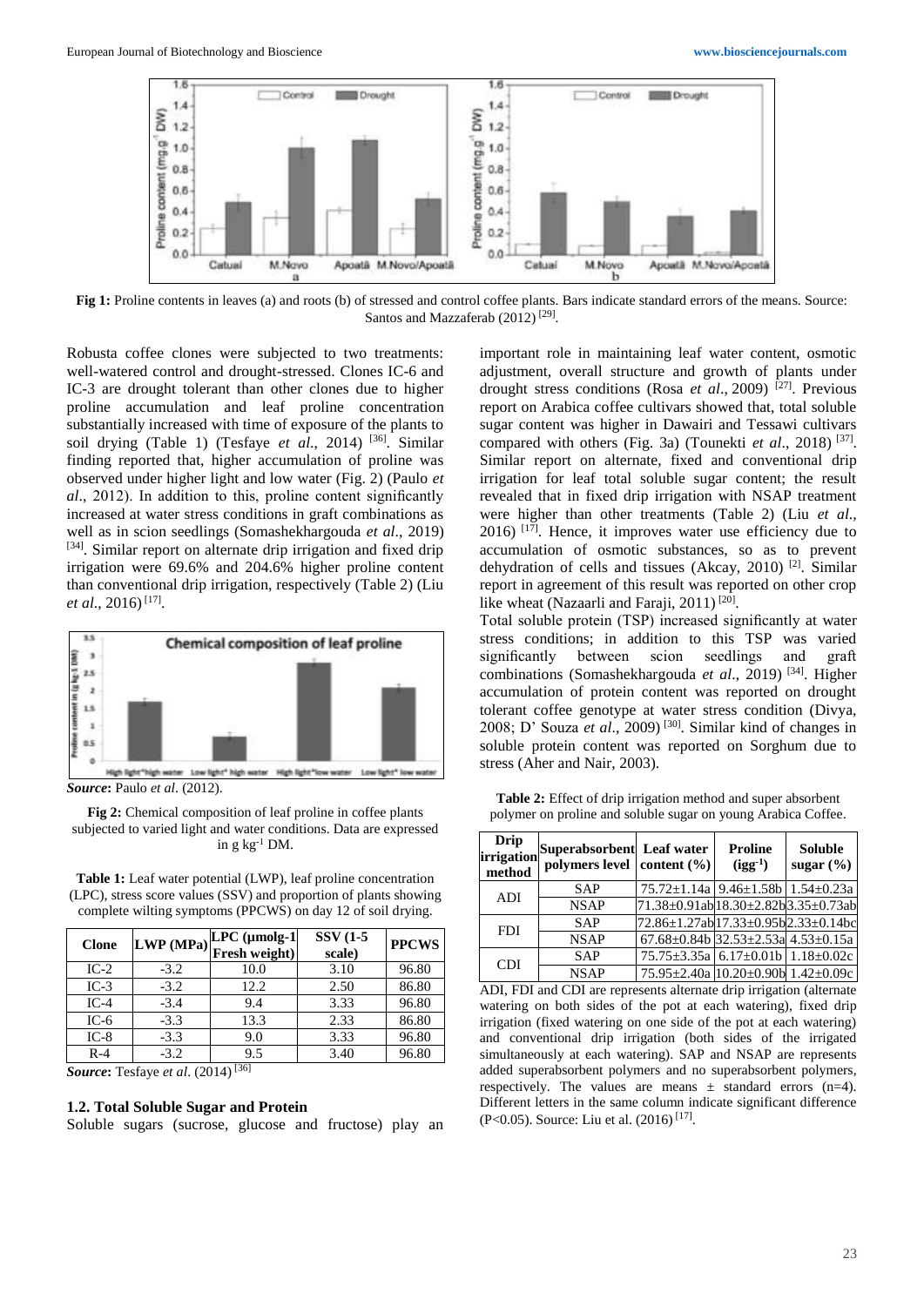**Fig 1:** Proline contents in leaves (a) and roots (b) of stressed and control coffee plants. Bars indicate standard errors of the means. Source: Santos and Mazzaferab (2012) [29].

Robusta coffee clones were subjected to two treatments: well-watered control and drought-stressed. Clones IC-6 and IC-3 are drought tolerant than other clones due to higher proline accumulation and leaf proline concentration substantially increased with time of exposure of the plants to soil drying (Table 1) (Tesfaye *et al*., 2014) [36]. Similar finding reported that, higher accumulation of proline was observed under higher light and low water (Fig. 2) (Paulo *et al*., 2012). In addition to this, proline content significantly increased at water stress conditions in graft combinations as well as in scion seedlings (Somashekhargouda *et al*., 2019) [34]. Similar report on alternate drip irrigation and fixed drip irrigation were 69.6% and 204.6% higher proline content than conventional drip irrigation, respectively (Table 2) (Liu *et al*., 2016) [17].

***Source*:** Paulo *et al*. (2012).

**Fig 2:** Chemical composition of leaf proline in coffee plants subjected to varied light and water conditions. Data are expressed in g kg$^{-1}$ DM.

**Table 1:** Leaf water potential (LWP), leaf proline concentration (LPC), stress score values (SSV) and proportion of plants showing complete wilting symptoms (PPCWS) on day 12 of soil drying.

| Clone | LWP (MPa) | LPC (µmolg-1 Fresh weight) | SSV (1-5 scale) | PPCWS |
|---|---|---|---|---|
| IC-2 | -3.2 | 10.0 | 3.10 | 96.80 |
| IC-3 | -3.2 | 12.2 | 2.50 | 86.80 |
| IC-4 | -3.4 | 9.4 | 3.33 | 96.80 |
| IC-6 | -3.3 | 13.3 | 2.33 | 86.80 |
| IC-8 | -3.3 | 9.0 | 3.33 | 96.80 |
| R-4 | -3.2 | 9.5 | 3.40 | 96.80 |

***Source*:** Tesfaye *et al*. (2014) [36]

### 1.2. Total Soluble Sugar and Protein

Soluble sugars (sucrose, glucose and fructose) play an important role in maintaining leaf water content, osmotic adjustment, overall structure and growth of plants under drought stress conditions (Rosa *et al*., 2009) [27]. Previous report on Arabica coffee cultivars showed that, total soluble sugar content was higher in Dawairi and Tessawi cultivars compared with others (Fig. 3a) (Tounekti *et al*., 2018) [37]. Similar report on alternate, fixed and conventional drip irrigation for leaf total soluble sugar content; the result revealed that in fixed drip irrigation with NSAP treatment were higher than other treatments (Table 2) (Liu *et al*., 2016) [17]. Hence, it improves water use efficiency due to accumulation of osmotic substances, so as to prevent dehydration of cells and tissues (Akcay, 2010) [2]. Similar report in agreement of this result was reported on other crop like wheat (Nazaarli and Faraji, 2011) [20].

Total soluble protein (TSP) increased significantly at water stress conditions; in addition to this TSP was varied significantly between scion seedlings and graft combinations (Somashekhargouda *et al*., 2019) [34]. Higher accumulation of protein content was reported on drought tolerant coffee genotype at water stress condition (Divya, 2008; D' Souza *et al*., 2009) [30]. Similar kind of changes in soluble protein content was reported on Sorghum due to stress (Aher and Nair, 2003).

**Table 2:** Effect of drip irrigation method and super absorbent polymer on proline and soluble sugar on young Arabica Coffee.

| Drip irrigation method | Superabsorbent polymers level | Leaf water content (%) | Proline (igg$^{-1}$) | Soluble sugar (%) |
|---|---|---|---|---|
| ADI | SAP | 75.72±1.14a | 9.46±1.58b | 1.54±0.23a |
| | NSAP | 71.38±0.91ab | 18.30±2.82b | 3.35±0.73ab |
| FDI | SAP | 72.86±1.27ab | 17.33±0.95b | 2.33±0.14bc |
| | NSAP | 67.68±0.84b | 32.53±2.53a | 4.53±0.15a |
| CDI | SAP | 75.75±3.35a | 6.17±0.01b | 1.18±0.02c |
| | NSAP | 75.95±2.40a | 10.20±0.90b | 1.42±0.09c |

ADI, FDI and CDI are represents alternate drip irrigation (alternate watering on both sides of the pot at each watering), fixed drip irrigation (fixed watering on one side of the pot at each watering) and conventional drip irrigation (both sides of the irrigated simultaneously at each watering). SAP and NSAP are represents added superabsorbent polymers and no superabsorbent polymers, respectively. The values are means ± standard errors (n=4). Different letters in the same column indicate significant difference ($P<0.05$). Source: Liu et al. (2016) [17].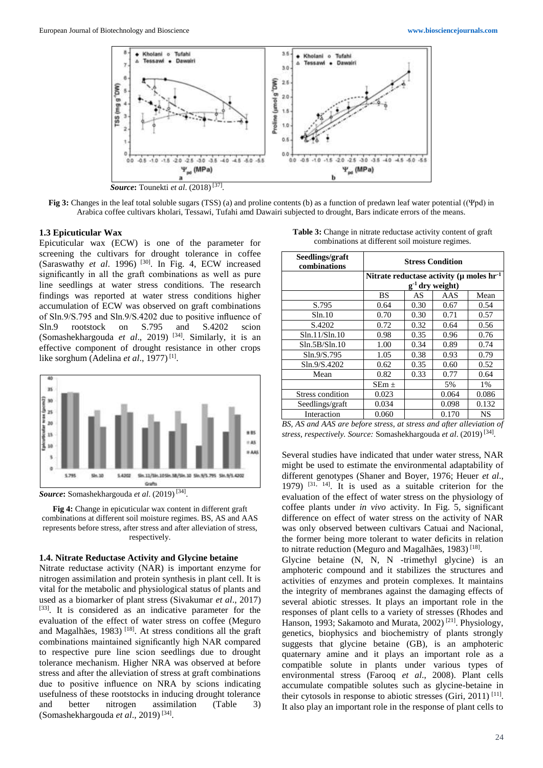***Source*****:** Tounekti *et al*. (2018) [37].

**Fig 3:** Changes in the leaf total soluble sugars (TSS) (a) and proline contents (b) as a function of predawn leaf water potential ((Ψpd) in Arabica coffee cultivars kholari, Tessawi, Tufahi amd Dawairi subjected to drought, Bars indicate errors of the means.

### 1.3 Epicuticular Wax

Epicuticular wax (ECW) is one of the parameter for screening the cultivars for drought tolerance in coffee (Saraswathy *et al*. 1996) [30]. In Fig. 4, ECW increased significantly in all the graft combinations as well as pure line seedlings at water stress conditions. The research findings was reported at water stress conditions higher accumulation of ECW was observed on graft combinations of Sln.9/S.795 and Sln.9/S.4202 due to positive influence of Sln.9 rootstock on S.795 and S.4202 scion (Somashekhargouda *et al*., 2019) [34]. Similarly, it is an effective component of drought resistance in other crops like sorghum (Adelina *et al*., 1977) [1].

***Source*****:** Somashekhargouda *et al*. (2019) [34].

**Fig 4:** Change in epicuticular wax content in different graft combinations at different soil moisture regimes. BS, AS and AAS represents before stress, after stress and after alleviation of stress, respectively.

### 1.4. Nitrate Reductase Activity and Glycine betaine

Nitrate reductase activity (NAR) is important enzyme for nitrogen assimilation and protein synthesis in plant cell. It is vital for the metabolic and physiological status of plants and used as a biomarker of plant stress (Sivakumar *et al*., 2017) [33]. It is considered as an indicative parameter for the evaluation of the effect of water stress on coffee (Meguro and Magalhães, 1983) [18]. At stress conditions all the graft combinations maintained significantly high NAR compared to respective pure line scion seedlings due to drought tolerance mechanism. Higher NRA was observed at before stress and after the alleviation of stress at graft combinations due to positive influence on NRA by scions indicating usefulness of these rootstocks in inducing drought tolerance and better nitrogen assimilation (Table 3) (Somashekhargouda *et al*., 2019) [34].

**Table 3:** Change in nitrate reductase activity content of graft combinations at different soil moisture regimes.

| Seedlings/graft combinations | Stress Condition | | | |
|---|---|---|---|---|
| | Nitrate reductase activity (μ moles $hr^{-1}$ $g^{-1}$ dry weight) | | | |
| | BS | AS | AAS | Mean |
| S.795 | 0.64 | 0.30 | 0.67 | 0.54 |
| Sln.10 | 0.70 | 0.30 | 0.71 | 0.57 |
| S.4202 | 0.72 | 0.32 | 0.64 | 0.56 |
| Sln.11/Sln.10 | 0.98 | 0.35 | 0.96 | 0.76 |
| Sln.5B/Sln.10 | 1.00 | 0.34 | 0.89 | 0.74 |
| Sln.9/S.795 | 1.05 | 0.38 | 0.93 | 0.79 |
| Sln.9/S.4202 | 0.62 | 0.35 | 0.60 | 0.52 |
| Mean | 0.82 | 0.33 | 0.77 | 0.64 |
| | SEm ± | | 5% | 1% |
| Stress condition | 0.023 | | 0.064 | 0.086 |
| Seedlings/graft | 0.034 | | 0.098 | 0.132 |
| Interaction | 0.060 | | 0.170 | NS |

*BS, AS and AAS are before stress, at stress and after alleviation of stress, respectively. Source:* Somashekhargouda *et al*. (2019) [34].

Several studies have indicated that under water stress, NAR might be used to estimate the environmental adaptability of different genotypes (Shaner and Boyer, 1976; Heuer *et al*., 1979) [31, 14]. It is used as a suitable criterion for the evaluation of the effect of water stress on the physiology of coffee plants under *in vivo* activity. In Fig. 5, significant difference on effect of water stress on the activity of NAR was only observed between cultivars Catuai and Nacional, the former being more tolerant to water deficits in relation to nitrate reduction (Meguro and Magalhães, 1983) [18].

Glycine betaine (N, N, N -trimethyl glycine) is an amphoteric compound and it stabilizes the structures and activities of enzymes and protein complexes. It maintains the integrity of membranes against the damaging effects of several abiotic stresses. It plays an important role in the responses of plant cells to a variety of stresses (Rhodes and Hanson, 1993; Sakamoto and Murata, 2002) [21]. Physiology, genetics, biophysics and biochemistry of plants strongly suggests that glycine betaine (GB), is an amphoteric quaternary amine and it plays an important role as a compatible solute in plants under various types of environmental stress (Farooq *et al*., 2008). Plant cells accumulate compatible solutes such as glycine-betaine in their cytosols in response to abiotic stresses (Giri, 2011) [11]. It also play an important role in the response of plant cells to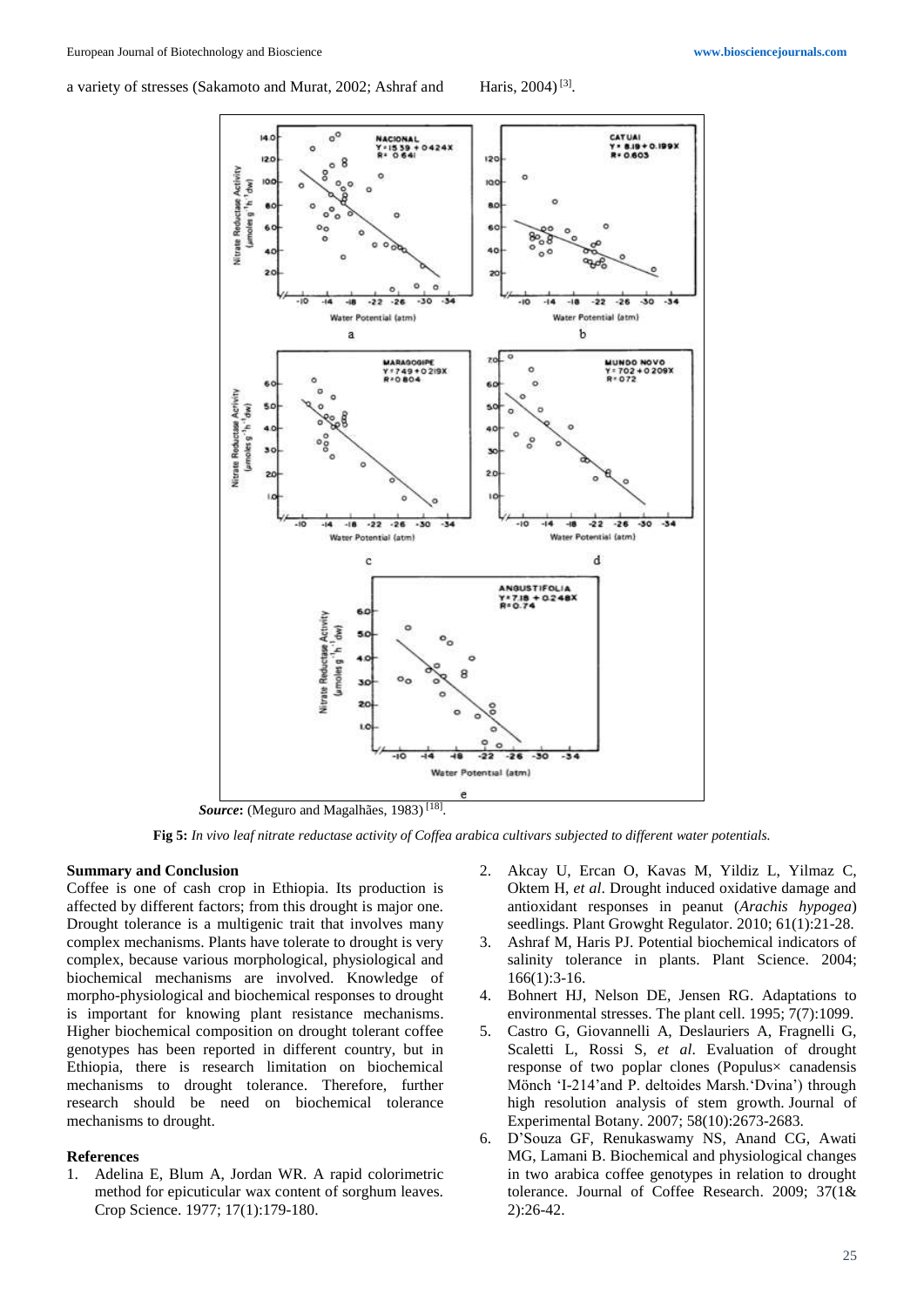a variety of stresses (Sakamoto and Murat, 2002; Ashraf and Haris, 2004) [3].

*Source*: (Meguro and Magalhães, 1983) [18].

**Fig 5:** *In vivo leaf nitrate reductase activity of Coffea arabica cultivars subjected to different water potentials.*

**Summary and Conclusion**

Coffee is one of cash crop in Ethiopia. Its production is affected by different factors; from this drought is major one. Drought tolerance is a multigenic trait that involves many complex mechanisms. Plants have tolerate to drought is very complex, because various morphological, physiological and biochemical mechanisms are involved. Knowledge of morpho-physiological and biochemical responses to drought is important for knowing plant resistance mechanisms. Higher biochemical composition on drought tolerant coffee genotypes has been reported in different country, but in Ethiopia, there is research limitation on biochemical mechanisms to drought tolerance. Therefore, further research should be need on biochemical tolerance mechanisms to drought.

**References**

1. Adelina E, Blum A, Jordan WR. A rapid colorimetric method for epicuticular wax content of sorghum leaves. Crop Science. 1977; 17(1):179-180.
2. Akcay U, Ercan O, Kavas M, Yildiz L, Yilmaz C, Oktem H, *et al*. Drought induced oxidative damage and antioxidant responses in peanut (*Arachis hypogea*) seedlings. Plant Growght Regulator. 2010; 61(1):21-28.
3. Ashraf M, Haris PJ. Potential biochemical indicators of salinity tolerance in plants. Plant Science. 2004; 166(1):3-16.
4. Bohnert HJ, Nelson DE, Jensen RG. Adaptations to environmental stresses. The plant cell. 1995; 7(7):1099.
5. Castro G, Giovannelli A, Deslauriers A, Fragnelli G, Scaletti L, Rossi S, *et al*. Evaluation of drought response of two poplar clones (Populus× canadensis Mönch 'I-214'and P. deltoides Marsh.'Dvina') through high resolution analysis of stem growth. Journal of Experimental Botany. 2007; 58(10):2673-2683.
6. D'Souza GF, Renukaswamy NS, Anand CG, Awati MG, Lamani B. Biochemical and physiological changes in two arabica coffee genotypes in relation to drought tolerance. Journal of Coffee Research. 2009; 37(1& 2):26-42.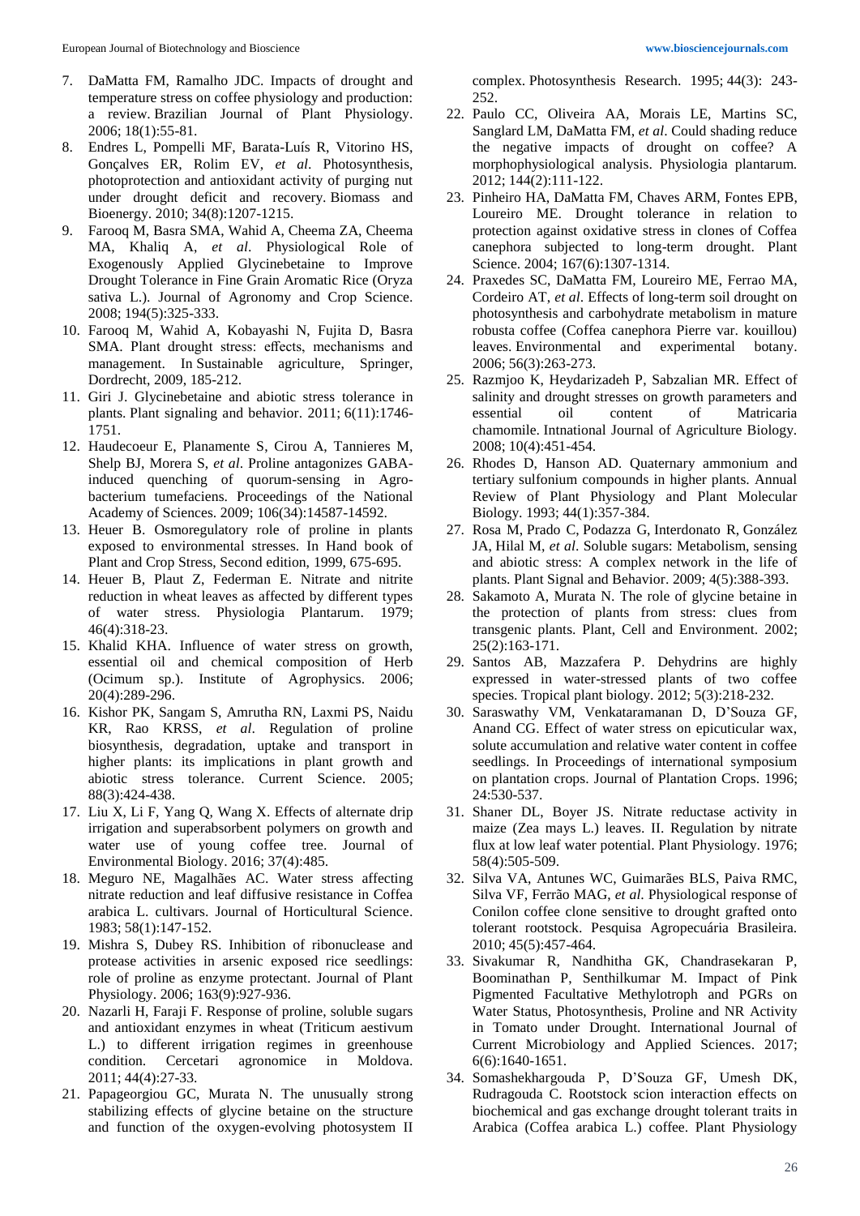7. DaMatta FM, Ramalho JDC. Impacts of drought and temperature stress on coffee physiology and production: a review. Brazilian Journal of Plant Physiology. 2006; 18(1):55-81.
8. Endres L, Pompelli MF, Barata-Luís R, Vitorino HS, Gonçalves ER, Rolim EV, *et al*. Photosynthesis, photoprotection and antioxidant activity of purging nut under drought deficit and recovery. Biomass and Bioenergy. 2010; 34(8):1207-1215.
9. Farooq M, Basra SMA, Wahid A, Cheema ZA, Cheema MA, Khaliq A, *et al*. Physiological Role of Exogenously Applied Glycinebetaine to Improve Drought Tolerance in Fine Grain Aromatic Rice (Oryza sativa L.). Journal of Agronomy and Crop Science. 2008; 194(5):325-333.
10. Farooq M, Wahid A, Kobayashi N, Fujita D, Basra SMA. Plant drought stress: effects, mechanisms and management. In Sustainable agriculture, Springer, Dordrecht, 2009, 185-212.
11. Giri J. Glycinebetaine and abiotic stress tolerance in plants. Plant signaling and behavior. 2011; 6(11):1746-1751.
12. Haudecoeur E, Planamente S, Cirou A, Tannieres M, Shelp BJ, Morera S, *et al*. Proline antagonizes GABA-induced quenching of quorum-sensing in Agrobacterium tumefaciens. Proceedings of the National Academy of Sciences. 2009; 106(34):14587-14592.
13. Heuer B. Osmoregulatory role of proline in plants exposed to environmental stresses. In Hand book of Plant and Crop Stress, Second edition, 1999, 675-695.
14. Heuer B, Plaut Z, Federman E. Nitrate and nitrite reduction in wheat leaves as affected by different types of water stress. Physiologia Plantarum. 1979; 46(4):318-23.
15. Khalid KHA. Influence of water stress on growth, essential oil and chemical composition of Herb (Ocimum sp.). Institute of Agrophysics. 2006; 20(4):289-296.
16. Kishor PK, Sangam S, Amrutha RN, Laxmi PS, Naidu KR, Rao KRSS, *et al*. Regulation of proline biosynthesis, degradation, uptake and transport in higher plants: its implications in plant growth and abiotic stress tolerance. Current Science. 2005; 88(3):424-438.
17. Liu X, Li F, Yang Q, Wang X. Effects of alternate drip irrigation and superabsorbent polymers on growth and water use of young coffee tree. Journal of Environmental Biology. 2016; 37(4):485.
18. Meguro NE, Magalhães AC. Water stress affecting nitrate reduction and leaf diffusive resistance in Coffea arabica L. cultivars. Journal of Horticultural Science. 1983; 58(1):147-152.
19. Mishra S, Dubey RS. Inhibition of ribonuclease and protease activities in arsenic exposed rice seedlings: role of proline as enzyme protectant. Journal of Plant Physiology. 2006; 163(9):927-936.
20. Nazarli H, Faraji F. Response of proline, soluble sugars and antioxidant enzymes in wheat (Triticum aestivum L.) to different irrigation regimes in greenhouse condition. Cercetari agronomice in Moldova. 2011; 44(4):27-33.
21. Papageorgiou GC, Murata N. The unusually strong stabilizing effects of glycine betaine on the structure and function of the oxygen-evolving photosystem II complex. Photosynthesis Research. 1995; 44(3): 243-252.
22. Paulo CC, Oliveira AA, Morais LE, Martins SC, Sanglard LM, DaMatta FM, *et al*. Could shading reduce the negative impacts of drought on coffee? A morphophysiological analysis. Physiologia plantarum. 2012; 144(2):111-122.
23. Pinheiro HA, DaMatta FM, Chaves ARM, Fontes EPB, Loureiro ME. Drought tolerance in relation to protection against oxidative stress in clones of Coffea canephora subjected to long-term drought. Plant Science. 2004; 167(6):1307-1314.
24. Praxedes SC, DaMatta FM, Loureiro ME, Ferrao MA, Cordeiro AT, *et al*. Effects of long-term soil drought on photosynthesis and carbohydrate metabolism in mature robusta coffee (Coffea canephora Pierre var. kouillou) leaves. Environmental and experimental botany. 2006; 56(3):263-273.
25. Razmjoo K, Heydarizadeh P, Sabzalian MR. Effect of salinity and drought stresses on growth parameters and essential oil content of Matricaria chamomile. Intnational Journal of Agriculture Biology. 2008; 10(4):451-454.
26. Rhodes D, Hanson AD. Quaternary ammonium and tertiary sulfonium compounds in higher plants. Annual Review of Plant Physiology and Plant Molecular Biology. 1993; 44(1):357-384.
27. Rosa M, Prado C, Podazza G, Interdonato R, González JA, Hilal M, *et al*. Soluble sugars: Metabolism, sensing and abiotic stress: A complex network in the life of plants. Plant Signal and Behavior. 2009; 4(5):388-393.
28. Sakamoto A, Murata N. The role of glycine betaine in the protection of plants from stress: clues from transgenic plants. Plant, Cell and Environment. 2002; 25(2):163-171.
29. Santos AB, Mazzafera P. Dehydrins are highly expressed in water-stressed plants of two coffee species. Tropical plant biology. 2012; 5(3):218-232.
30. Saraswathy VM, Venkataramanan D, D'Souza GF, Anand CG. Effect of water stress on epicuticular wax, solute accumulation and relative water content in coffee seedlings. In Proceedings of international symposium on plantation crops. Journal of Plantation Crops. 1996; 24:530-537.
31. Shaner DL, Boyer JS. Nitrate reductase activity in maize (Zea mays L.) leaves. II. Regulation by nitrate flux at low leaf water potential. Plant Physiology. 1976; 58(4):505-509.
32. Silva VA, Antunes WC, Guimarães BLS, Paiva RMC, Silva VF, Ferrão MAG, *et al*. Physiological response of Conilon coffee clone sensitive to drought grafted onto tolerant rootstock. Pesquisa Agropecuária Brasileira. 2010; 45(5):457-464.
33. Sivakumar R, Nandhitha GK, Chandrasekaran P, Boominathan P, Senthilkumar M. Impact of Pink Pigmented Facultative Methylotroph and PGRs on Water Status, Photosynthesis, Proline and NR Activity in Tomato under Drought. International Journal of Current Microbiology and Applied Sciences. 2017; 6(6):1640-1651.
34. Somashekhargouda P, D'Souza GF, Umesh DK, Rudragouda C. Rootstock scion interaction effects on biochemical and gas exchange drought tolerant traits in Arabica (Coffea arabica L.) coffee. Plant Physiology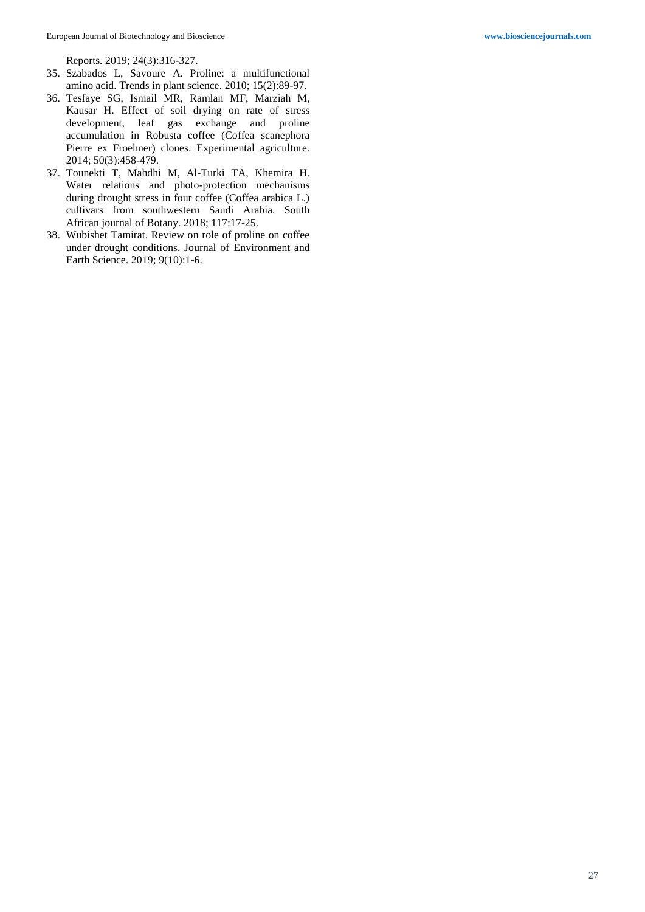Reports. 2019; 24(3):316-327.

35. Szabados L, Savoure A. Proline: a multifunctional amino acid. Trends in plant science. 2010; 15(2):89-97.
36. Tesfaye SG, Ismail MR, Ramlan MF, Marziah M, Kausar H. Effect of soil drying on rate of stress development, leaf gas exchange and proline accumulation in Robusta coffee (Coffea scanephora Pierre ex Froehner) clones. Experimental agriculture. 2014; 50(3):458-479.
37. Tounekti T, Mahdhi M, Al-Turki TA, Khemira H. Water relations and photo-protection mechanisms during drought stress in four coffee (Coffea arabica L.) cultivars from southwestern Saudi Arabia. South African journal of Botany. 2018; 117:17-25.
38. Wubishet Tamirat. Review on role of proline on coffee under drought conditions. Journal of Environment and Earth Science. 2019; 9(10):1-6.